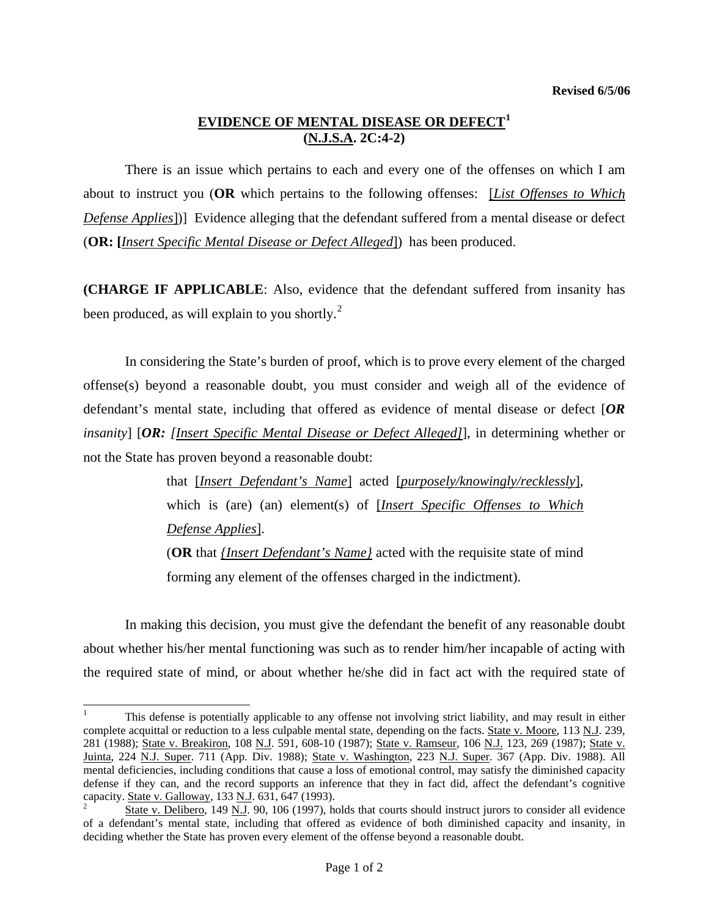Revised 6/5/06

# EVIDENCE OF MENTAL DISEASE OR DEFECT[1]
## (N.J.S.A. 2C:4-2)

There is an issue which pertains to each and every one of the offenses on which I am about to instruct you (**OR** which pertains to the following offenses: [*List Offenses to Which Defense Applies*])] Evidence alleging that the defendant suffered from a mental disease or defect (**OR: [***Insert Specific Mental Disease or Defect Alleged*]) has been produced.

**(CHARGE IF APPLICABLE**: Also, evidence that the defendant suffered from insanity has been produced, as will explain to you shortly.[2]

In considering the State's burden of proof, which is to prove every element of the charged offense(s) beyond a reasonable doubt, you must consider and weigh all of the evidence of defendant's mental state, including that offered as evidence of mental disease or defect [***OR*** *insanity*] [***OR:*** *[Insert Specific Mental Disease or Defect Alleged]*], in determining whether or not the State has proven beyond a reasonable doubt:

> that [*Insert Defendant's Name*] acted [*purposely/knowingly/recklessly*], which is (are) (an) element(s) of [*Insert Specific Offenses to Which Defense Applies*].
>
> (**OR** that *{Insert Defendant's Name}* acted with the requisite state of mind forming any element of the offenses charged in the indictment).

In making this decision, you must give the defendant the benefit of any reasonable doubt about whether his/her mental functioning was such as to render him/her incapable of acting with the required state of mind, or about whether he/she did in fact act with the required state of

---

[1] This defense is potentially applicable to any offense not involving strict liability, and may result in either complete acquittal or reduction to a less culpable mental state, depending on the facts. State v. Moore, 113 N.J. 239, 281 (1988); State v. Breakiron, 108 N.J. 591, 608-10 (1987); State v. Ramseur, 106 N.J. 123, 269 (1987); State v. Juinta, 224 N.J. Super. 711 (App. Div. 1988); State v. Washington, 223 N.J. Super. 367 (App. Div. 1988). All mental deficiencies, including conditions that cause a loss of emotional control, may satisfy the diminished capacity defense if they can, and the record supports an inference that they in fact did, affect the defendant's cognitive capacity. State v. Galloway, 133 N.J. 631, 647 (1993).

[2] State v. Delibero, 149 N.J. 90, 106 (1997), holds that courts should instruct jurors to consider all evidence of a defendant's mental state, including that offered as evidence of both diminished capacity and insanity, in deciding whether the State has proven every element of the offense beyond a reasonable doubt.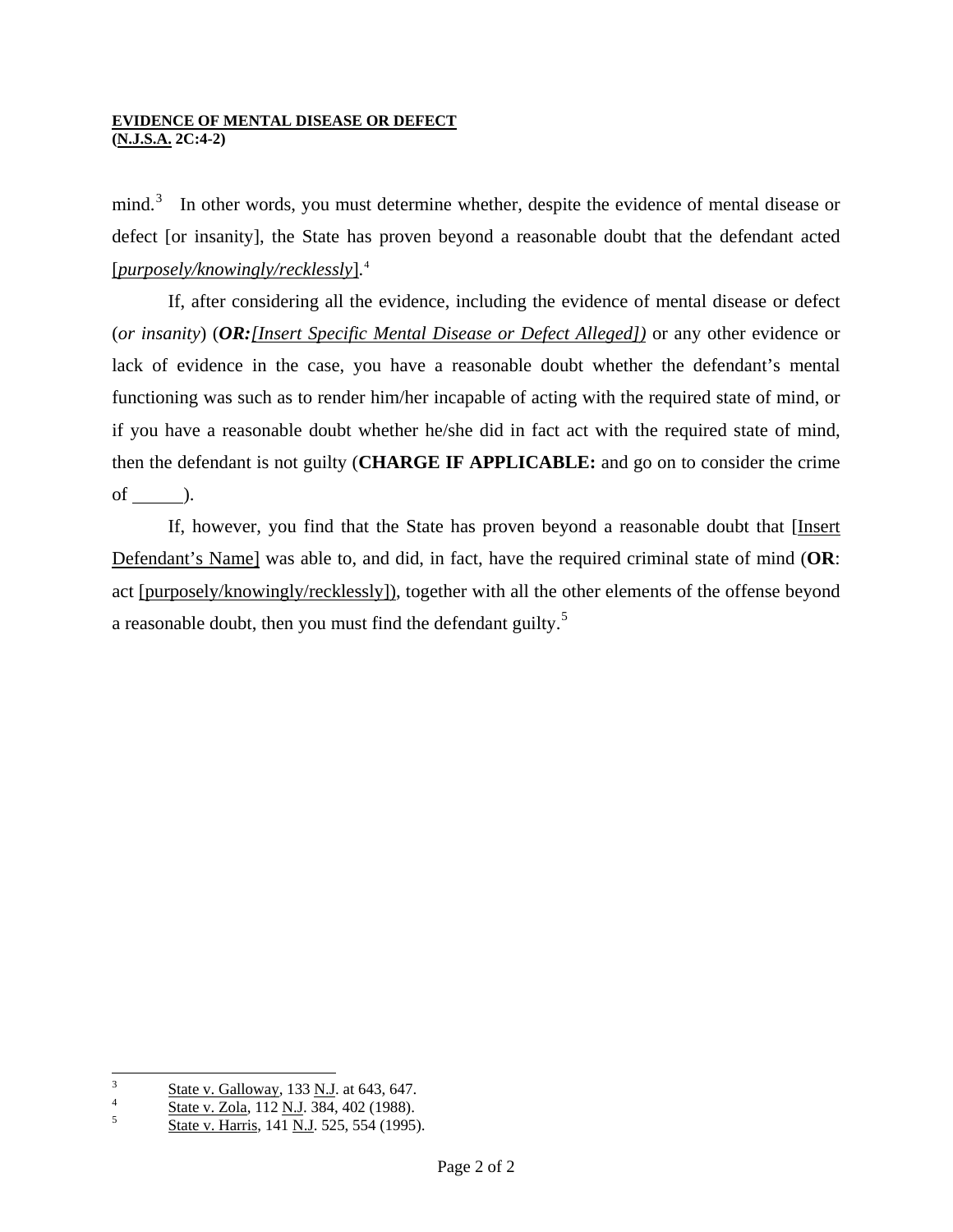**EVIDENCE OF MENTAL DISEASE OR DEFECT**
**(N.J.S.A. 2C:4-2)**

mind.[3] In other words, you must determine whether, despite the evidence of mental disease or defect [or insanity], the State has proven beyond a reasonable doubt that the defendant acted [*purposely/knowingly/recklessly*].[4]

If, after considering all the evidence, including the evidence of mental disease or defect (*or insanity*) (***OR:****[Insert Specific Mental Disease or Defect Alleged]*) or any other evidence or lack of evidence in the case, you have a reasonable doubt whether the defendant's mental functioning was such as to render him/her incapable of acting with the required state of mind, or if you have a reasonable doubt whether he/she did in fact act with the required state of mind, then the defendant is not guilty (**CHARGE IF APPLICABLE:** and go on to consider the crime of ______).

If, however, you find that the State has proven beyond a reasonable doubt that [Insert Defendant's Name] was able to, and did, in fact, have the required criminal state of mind (**OR**: act [purposely/knowingly/recklessly]), together with all the other elements of the offense beyond a reasonable doubt, then you must find the defendant guilty.[5]

---

[3] State v. Galloway, 133 N.J. at 643, 647.

[4] State v. Zola, 112 N.J. 384, 402 (1988).

[5] State v. Harris, 141 N.J. 525, 554 (1995).